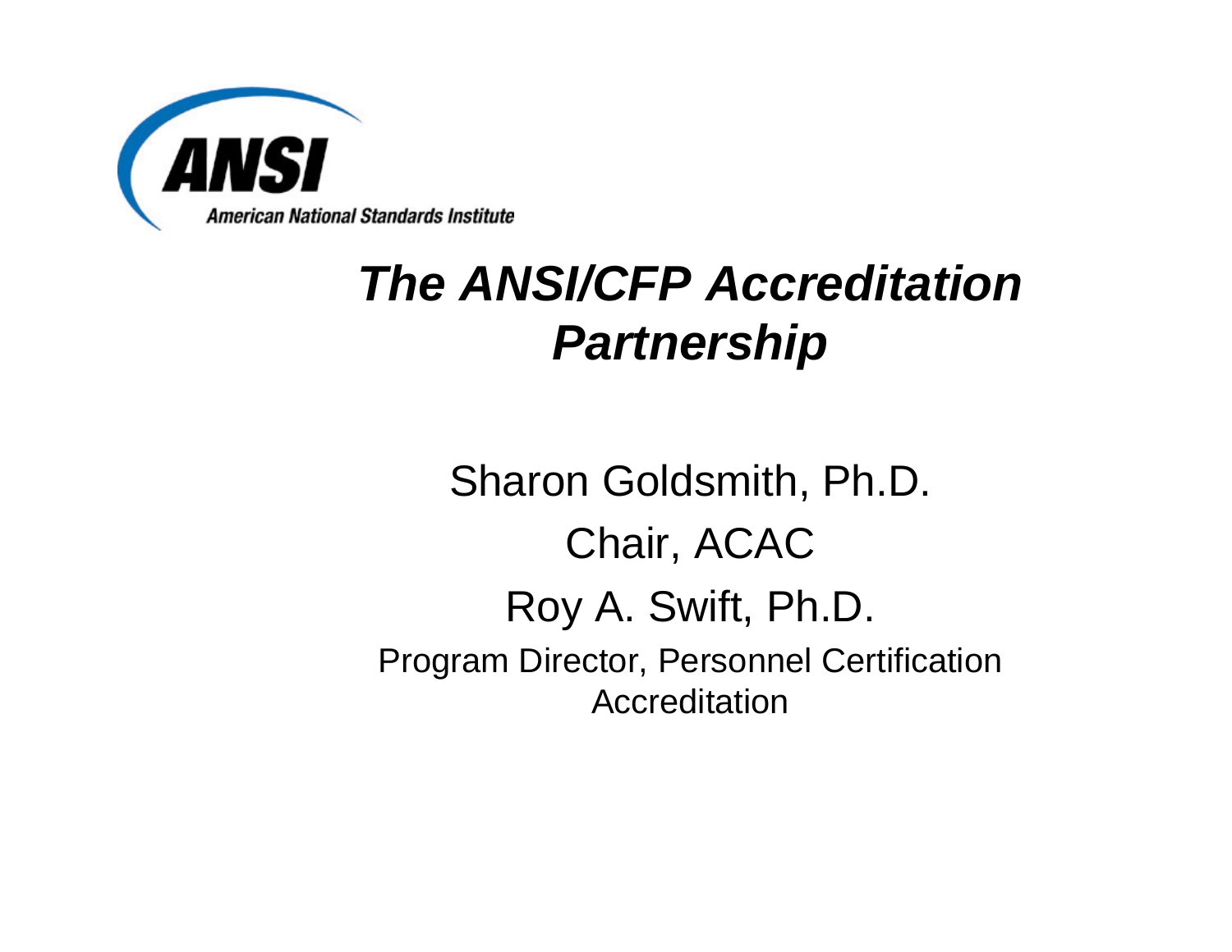ANSI

American National Standards Institute

# *The ANSI/CFP Accreditation Partnership*

Sharon Goldsmith, Ph.D.

Chair, ACAC

Roy A. Swift, Ph.D.

Program Director, Personnel Certification Accreditation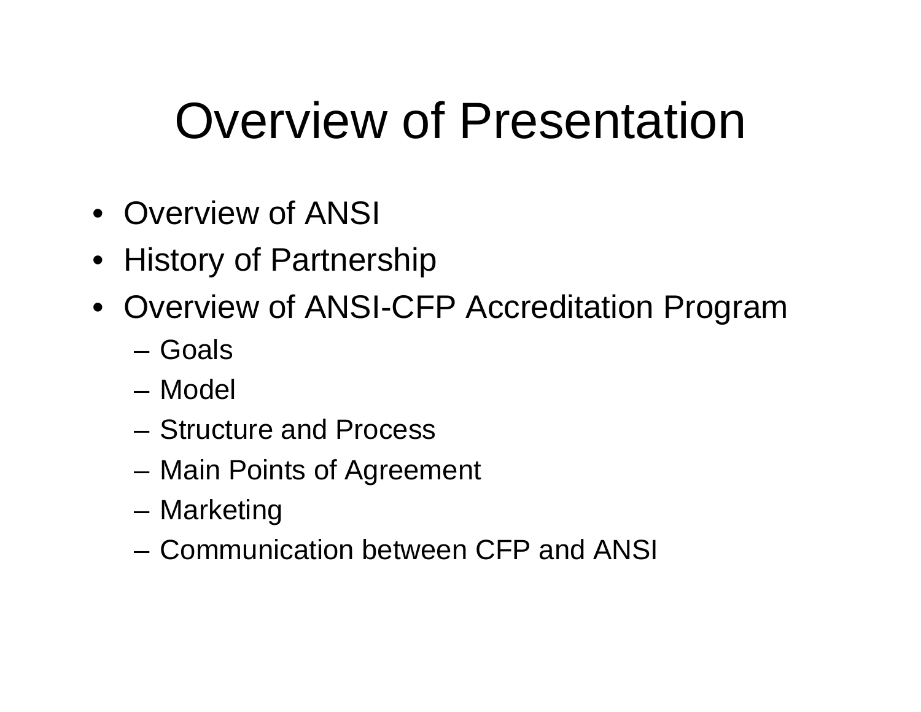# Overview of Presentation

- Overview of ANSI
- History of Partnership
- Overview of ANSI-CFP Accreditation Program
  - Goals
  - Model
  - Structure and Process
  - Main Points of Agreement
  - Marketing
  - Communication between CFP and ANSI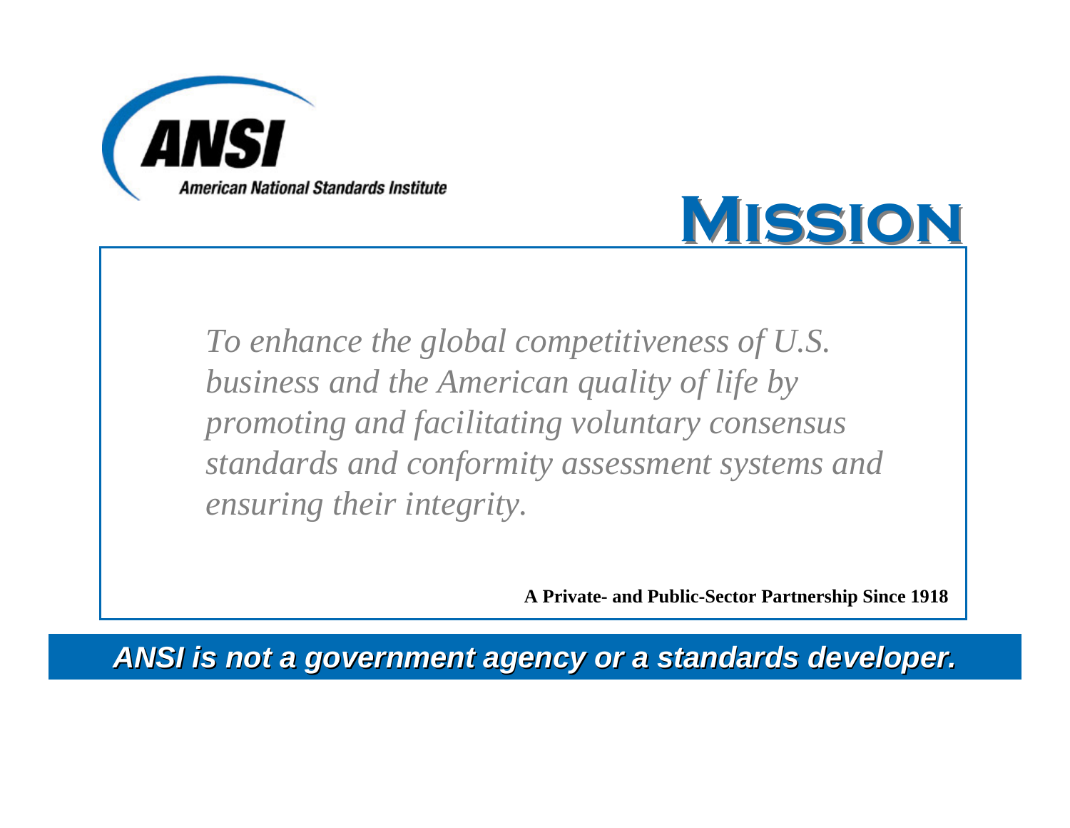ANSI

American National Standards Institute

# Mission

*To enhance the global competitiveness of U.S. business and the American quality of life by promoting and facilitating voluntary consensus standards and conformity assessment systems and ensuring their integrity.*

**A Private- and Public-Sector Partnership Since 1918**

***ANSI is not a government agency or a standards developer.***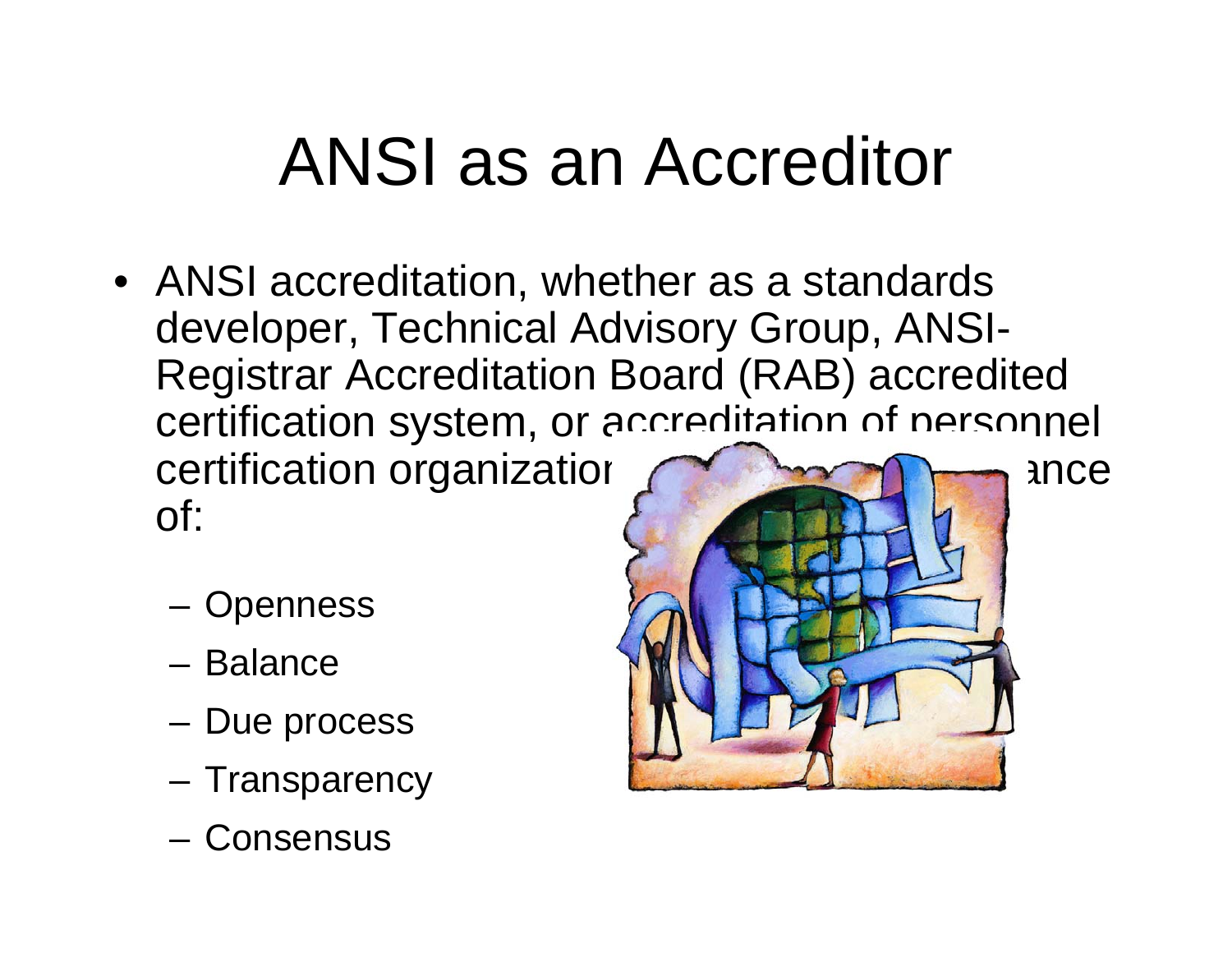# ANSI as an Accreditor

- ANSI accreditation, whether as a standards developer, Technical Advisory Group, ANSI-Registrar Accreditation Board (RAB) accredited certification system, or accreditation of personnel certification organization ... ance of:
  - Openness
  - Balance
  - Due process
  - Transparency
  - Consensus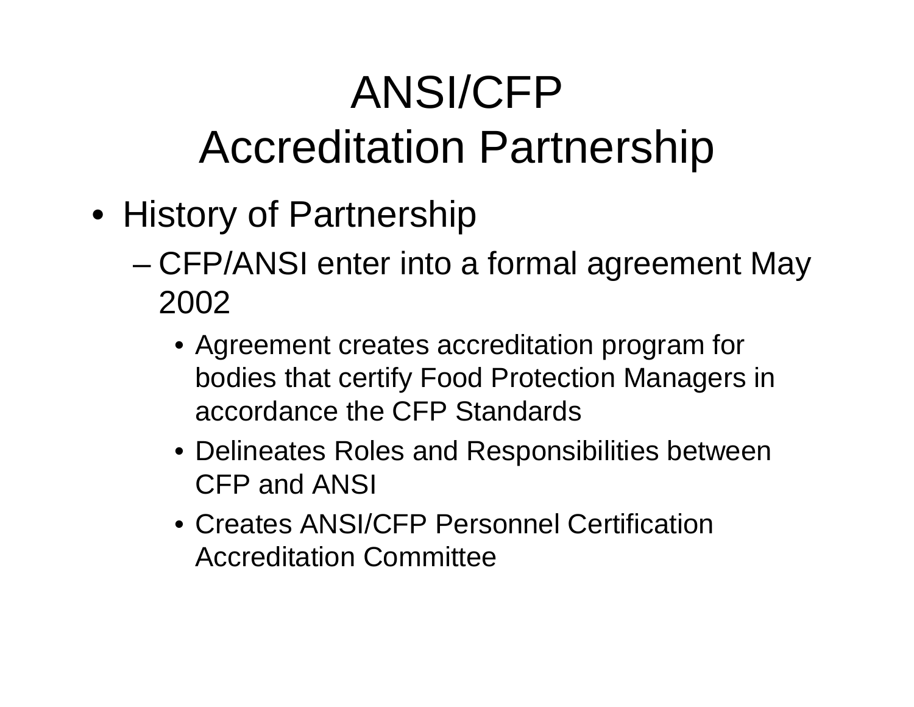# ANSI/CFP Accreditation Partnership

- History of Partnership
  - CFP/ANSI enter into a formal agreement May 2002
    - Agreement creates accreditation program for bodies that certify Food Protection Managers in accordance the CFP Standards
    - Delineates Roles and Responsibilities between CFP and ANSI
    - Creates ANSI/CFP Personnel Certification Accreditation Committee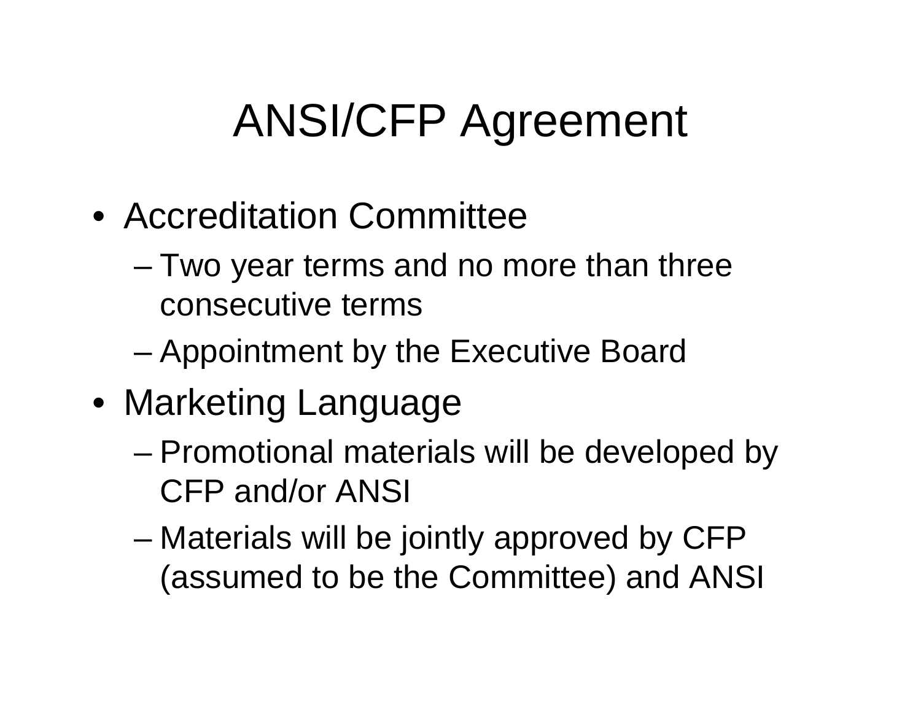# ANSI/CFP Agreement

- Accreditation Committee
  - Two year terms and no more than three consecutive terms
  - Appointment by the Executive Board
- Marketing Language
  - Promotional materials will be developed by CFP and/or ANSI
  - Materials will be jointly approved by CFP (assumed to be the Committee) and ANSI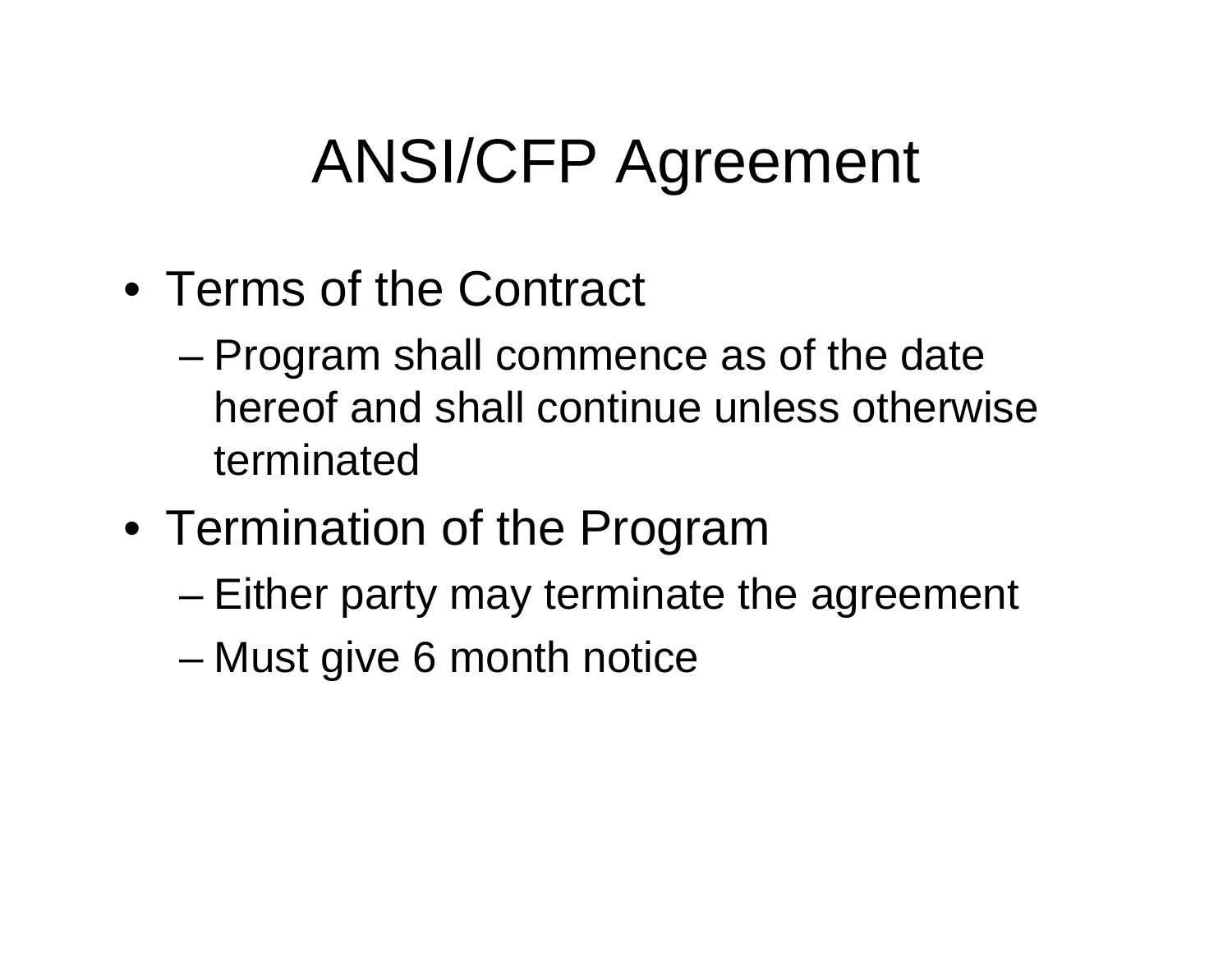# ANSI/CFP Agreement

- Terms of the Contract
  - Program shall commence as of the date hereof and shall continue unless otherwise terminated
- Termination of the Program
  - Either party may terminate the agreement
  - Must give 6 month notice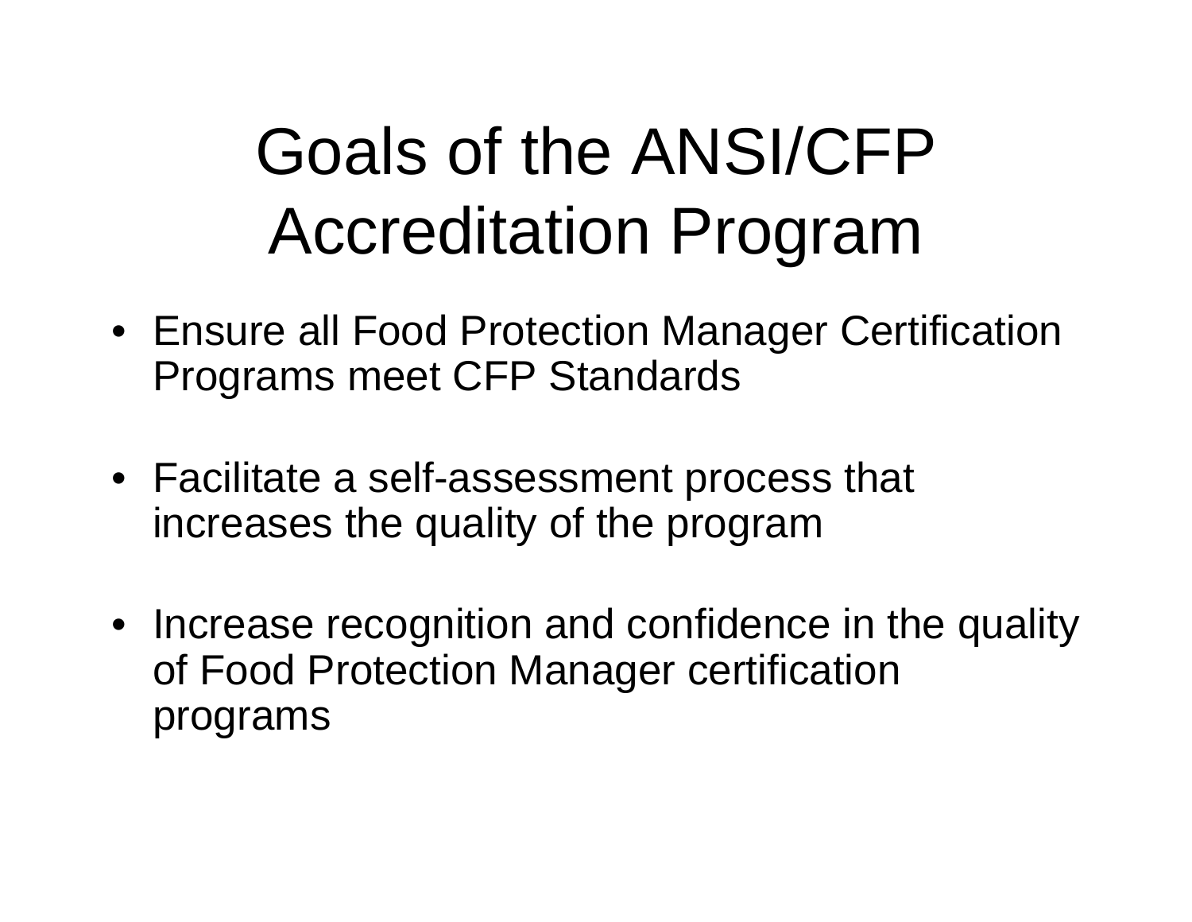# Goals of the ANSI/CFP Accreditation Program

- Ensure all Food Protection Manager Certification Programs meet CFP Standards
- Facilitate a self-assessment process that increases the quality of the program
- Increase recognition and confidence in the quality of Food Protection Manager certification programs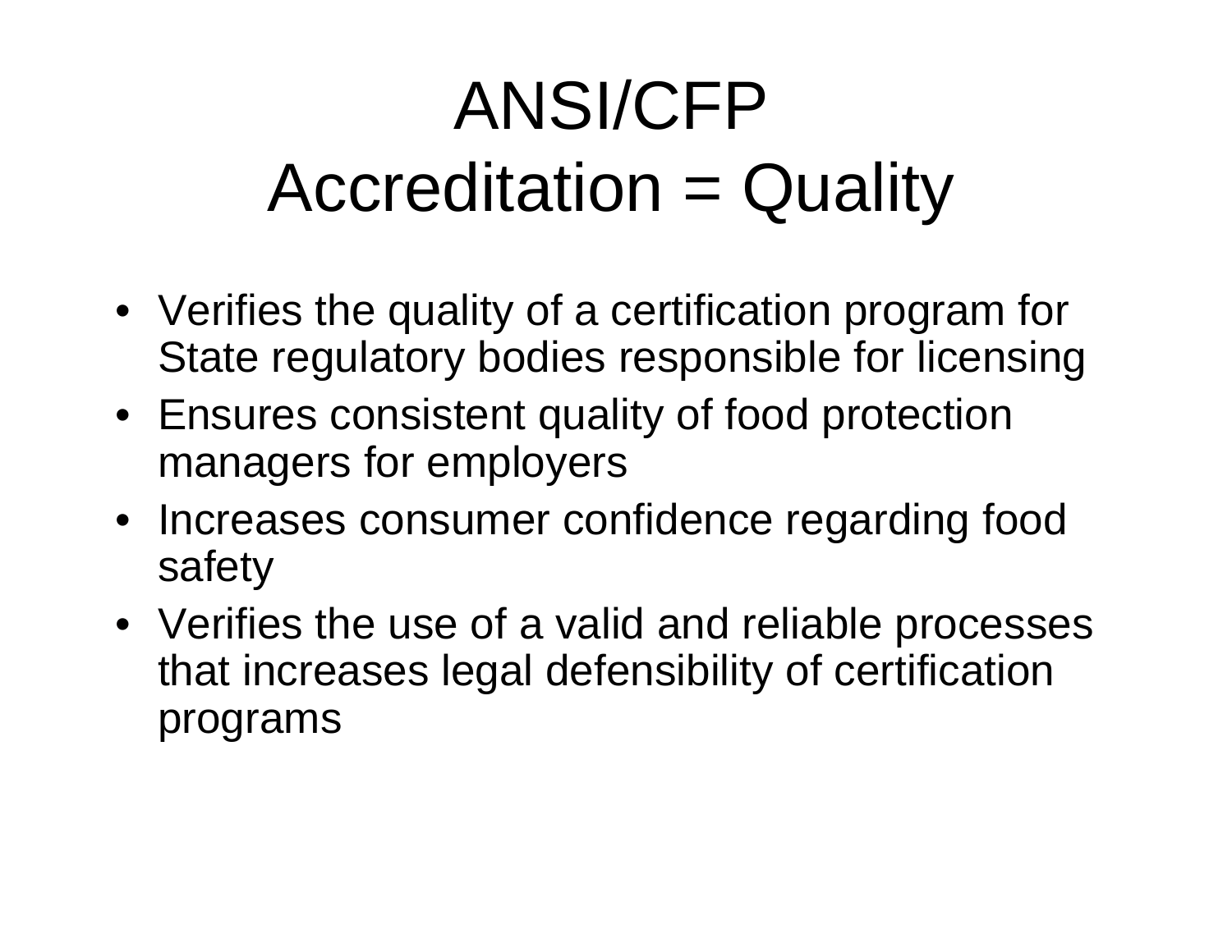# ANSI/CFP Accreditation = Quality

- Verifies the quality of a certification program for State regulatory bodies responsible for licensing
- Ensures consistent quality of food protection managers for employers
- Increases consumer confidence regarding food safety
- Verifies the use of a valid and reliable processes that increases legal defensibility of certification programs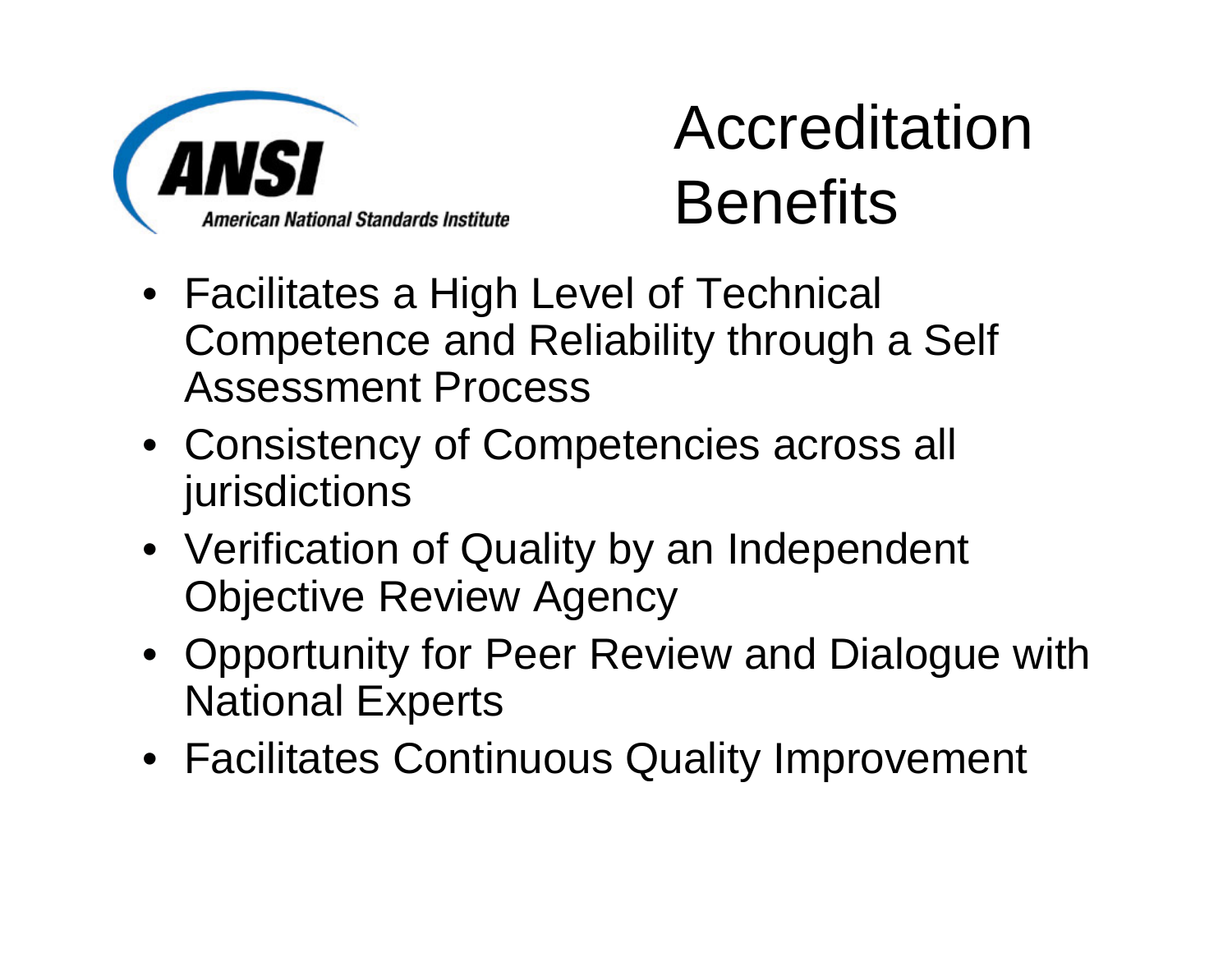ANSI
American National Standards Institute

# Accreditation Benefits

- Facilitates a High Level of Technical Competence and Reliability through a Self Assessment Process
- Consistency of Competencies across all jurisdictions
- Verification of Quality by an Independent Objective Review Agency
- Opportunity for Peer Review and Dialogue with National Experts
- Facilitates Continuous Quality Improvement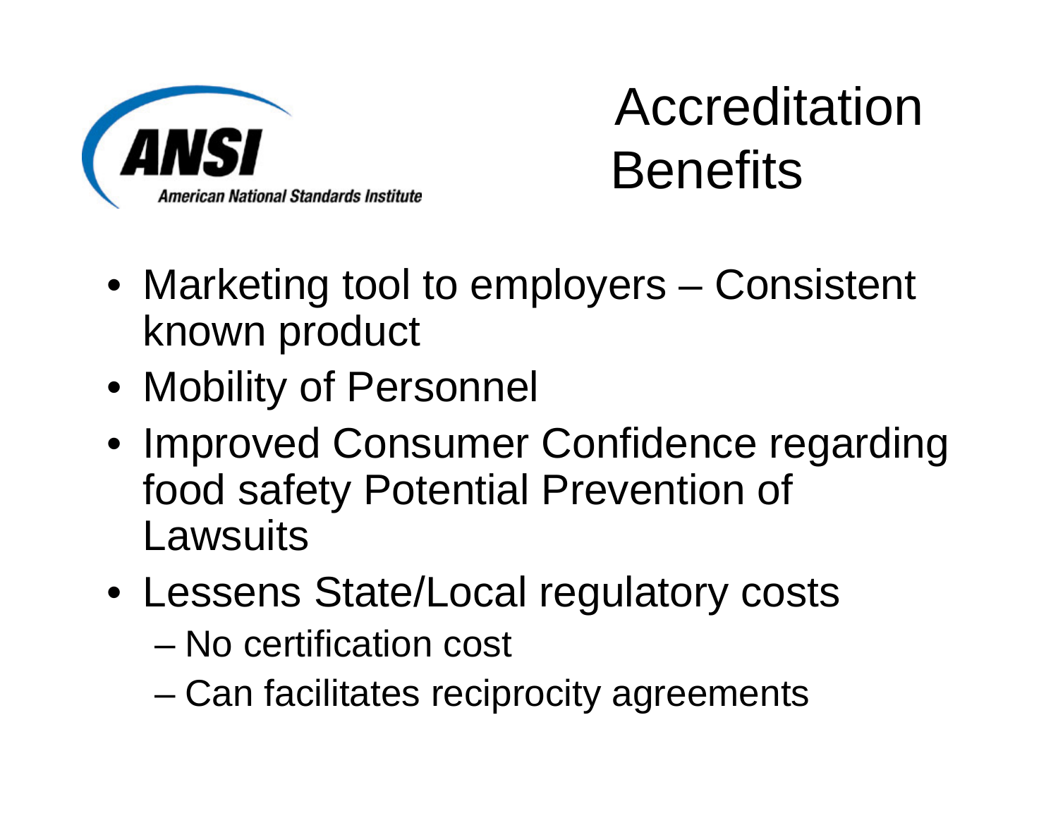# Accreditation Benefits

- Marketing tool to employers – Consistent known product
- Mobility of Personnel
- Improved Consumer Confidence regarding food safety Potential Prevention of Lawsuits
- Lessens State/Local regulatory costs
  - No certification cost
  - Can facilitates reciprocity agreements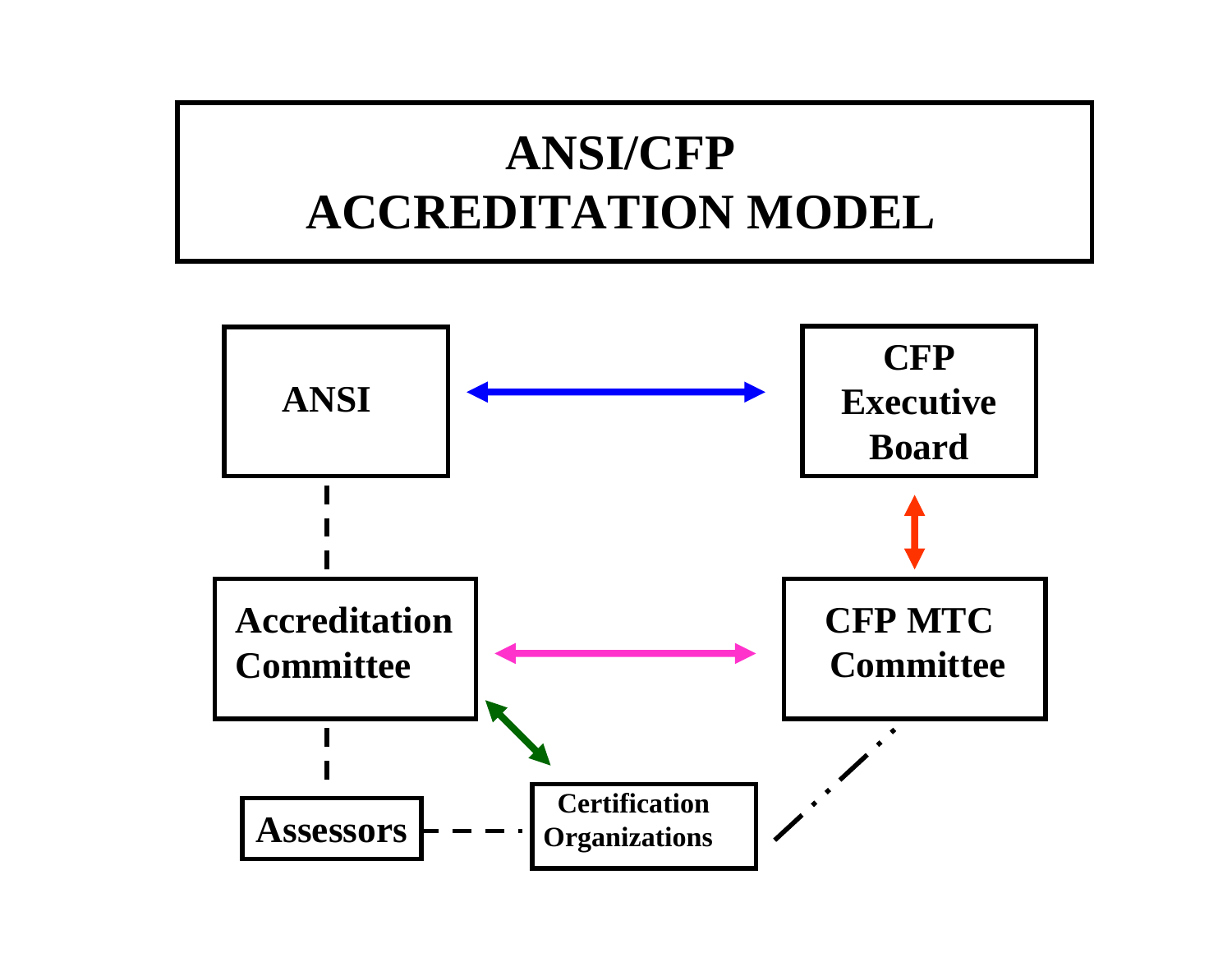# ANSI/CFP ACCREDITATION MODEL

ANSI

CFP Executive Board

Accreditation Committee

CFP MTC Committee

Assessors

Certification Organizations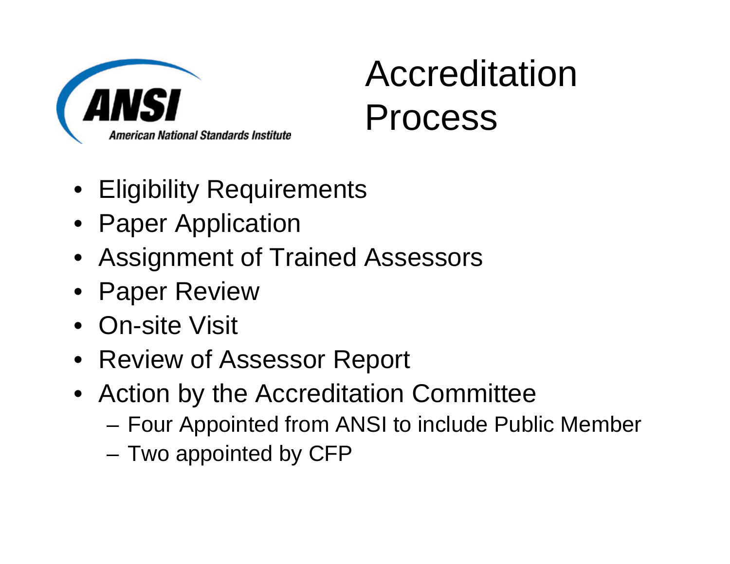# Accreditation Process

- Eligibility Requirements
- Paper Application
- Assignment of Trained Assessors
- Paper Review
- On-site Visit
- Review of Assessor Report
- Action by the Accreditation Committee
  - Four Appointed from ANSI to include Public Member
  - Two appointed by CFP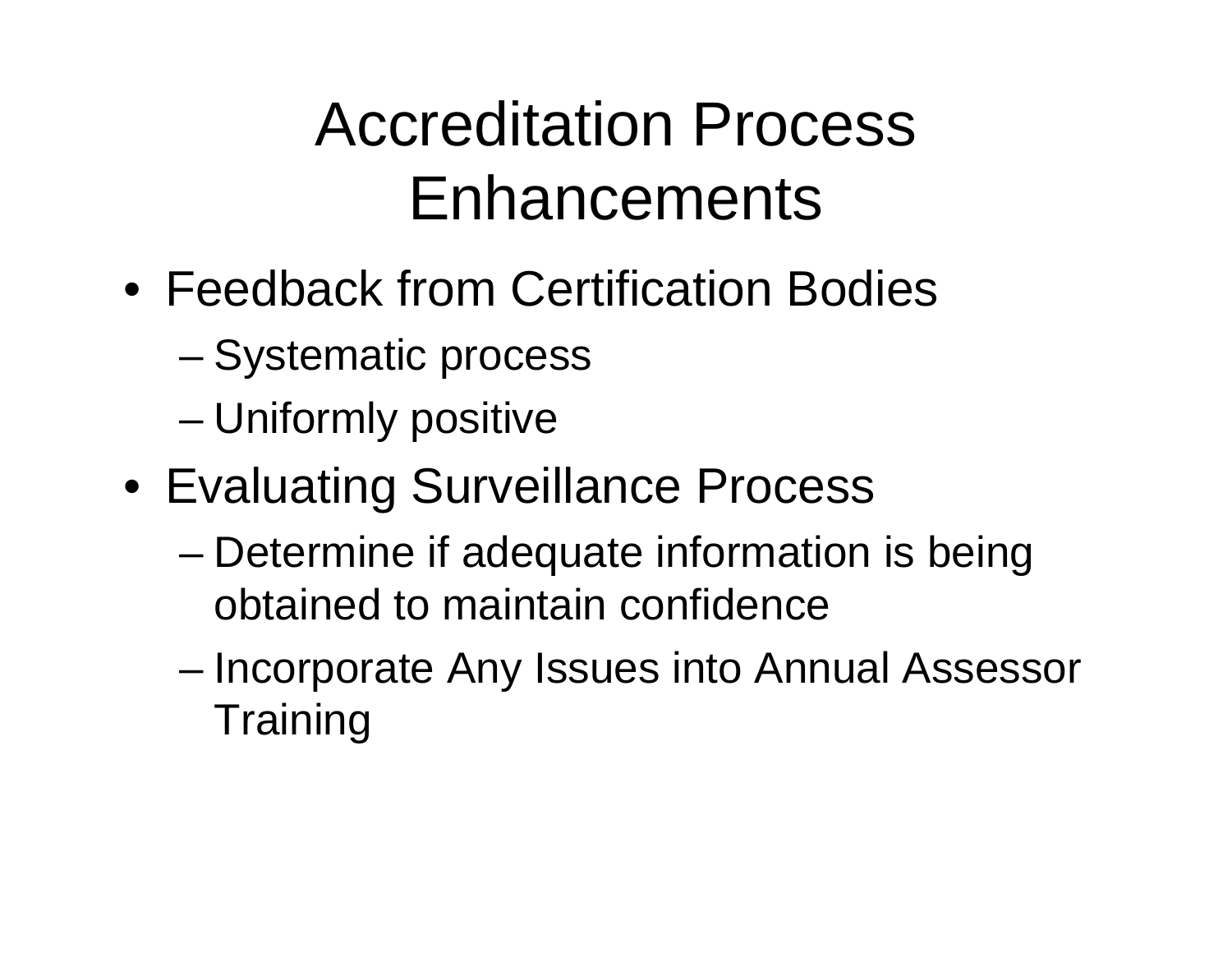# Accreditation Process Enhancements

- Feedback from Certification Bodies
  - Systematic process
  - Uniformly positive
- Evaluating Surveillance Process
  - Determine if adequate information is being obtained to maintain confidence
  - Incorporate Any Issues into Annual Assessor Training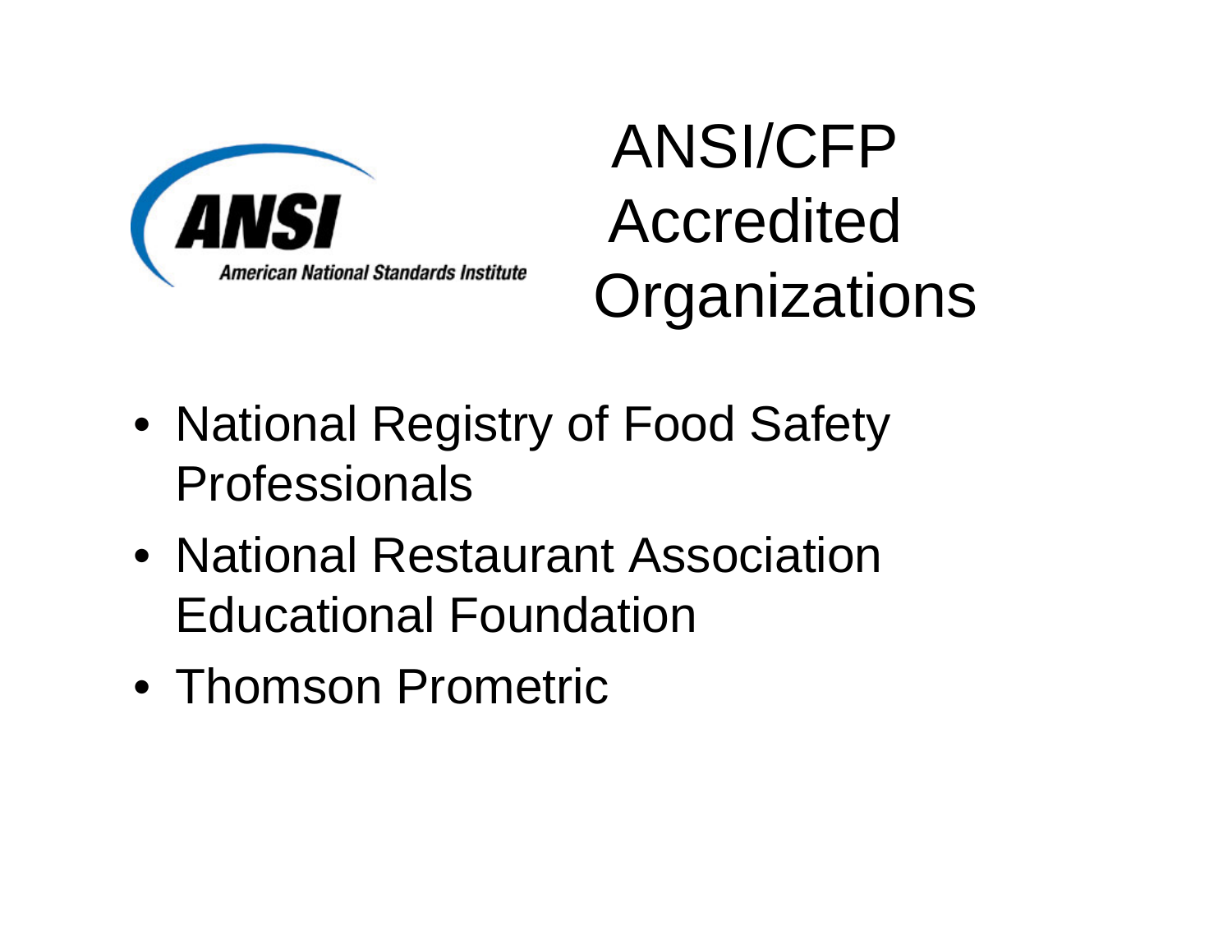ANSI

American National Standards Institute

# ANSI/CFP Accredited Organizations

- National Registry of Food Safety Professionals
- National Restaurant Association Educational Foundation
- Thomson Prometric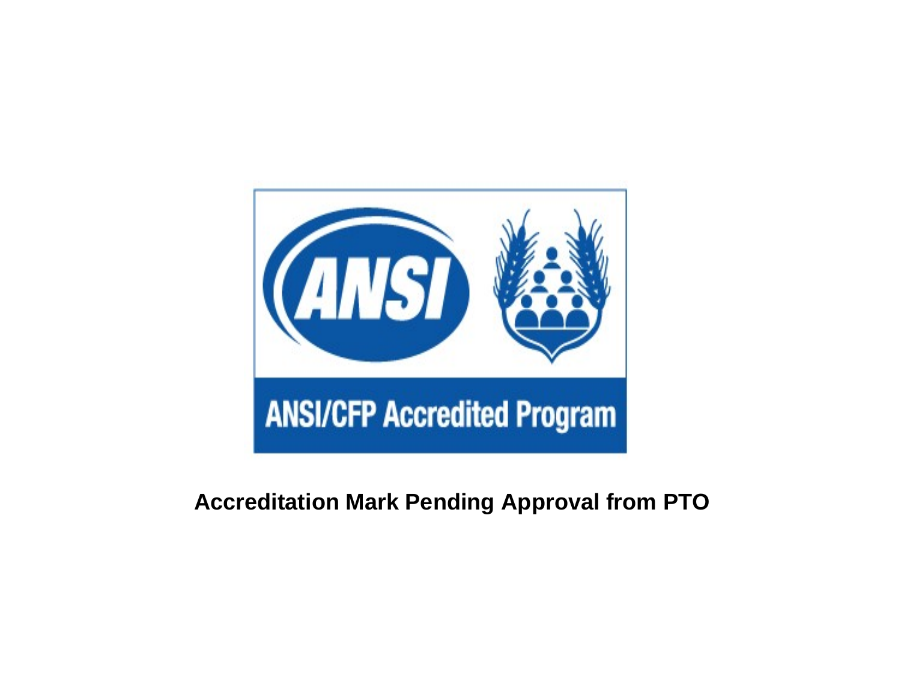ANSI

ANSI/CFP Accredited Program

**Accreditation Mark Pending Approval from PTO**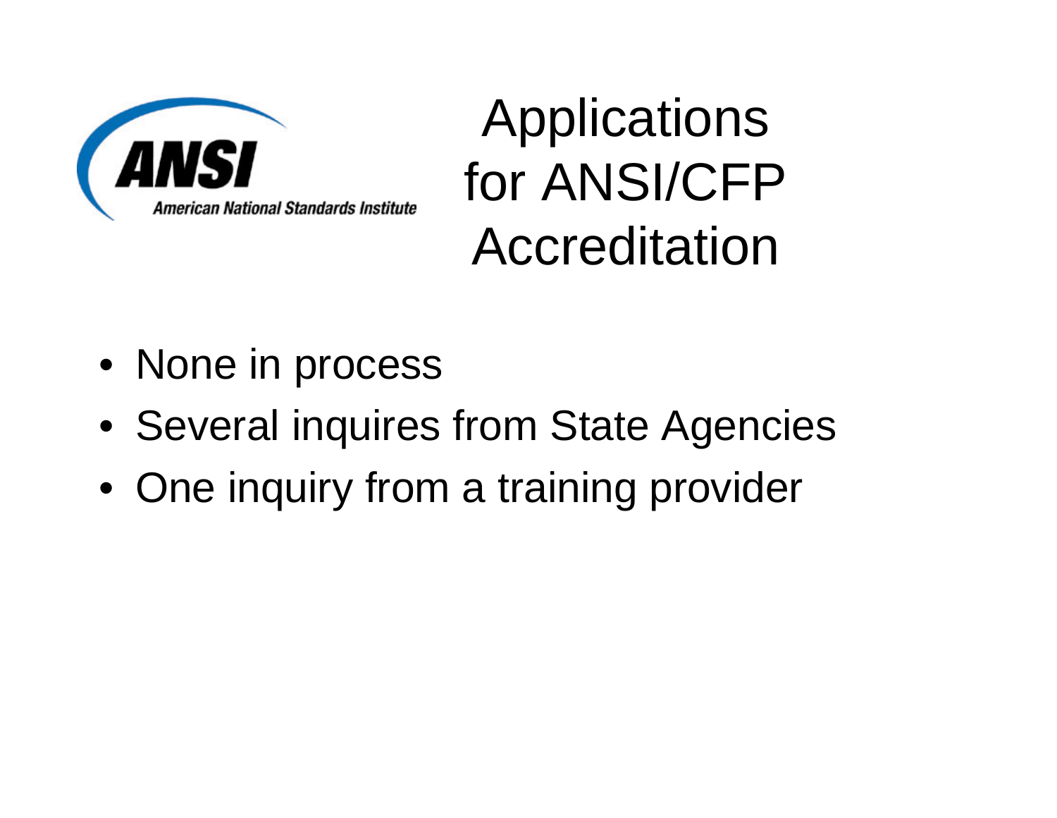# Applications for ANSI/CFP Accreditation

- None in process
- Several inquires from State Agencies
- One inquiry from a training provider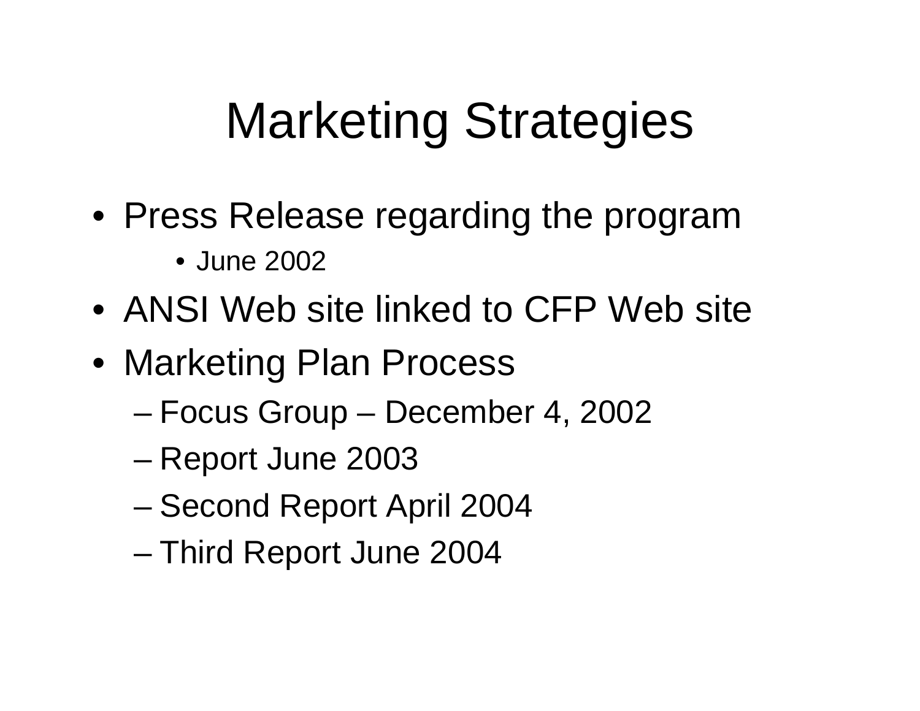# Marketing Strategies

- Press Release regarding the program
  - June 2002
- ANSI Web site linked to CFP Web site
- Marketing Plan Process
  - Focus Group – December 4, 2002
  - Report June 2003
  - Second Report April 2004
  - Third Report June 2004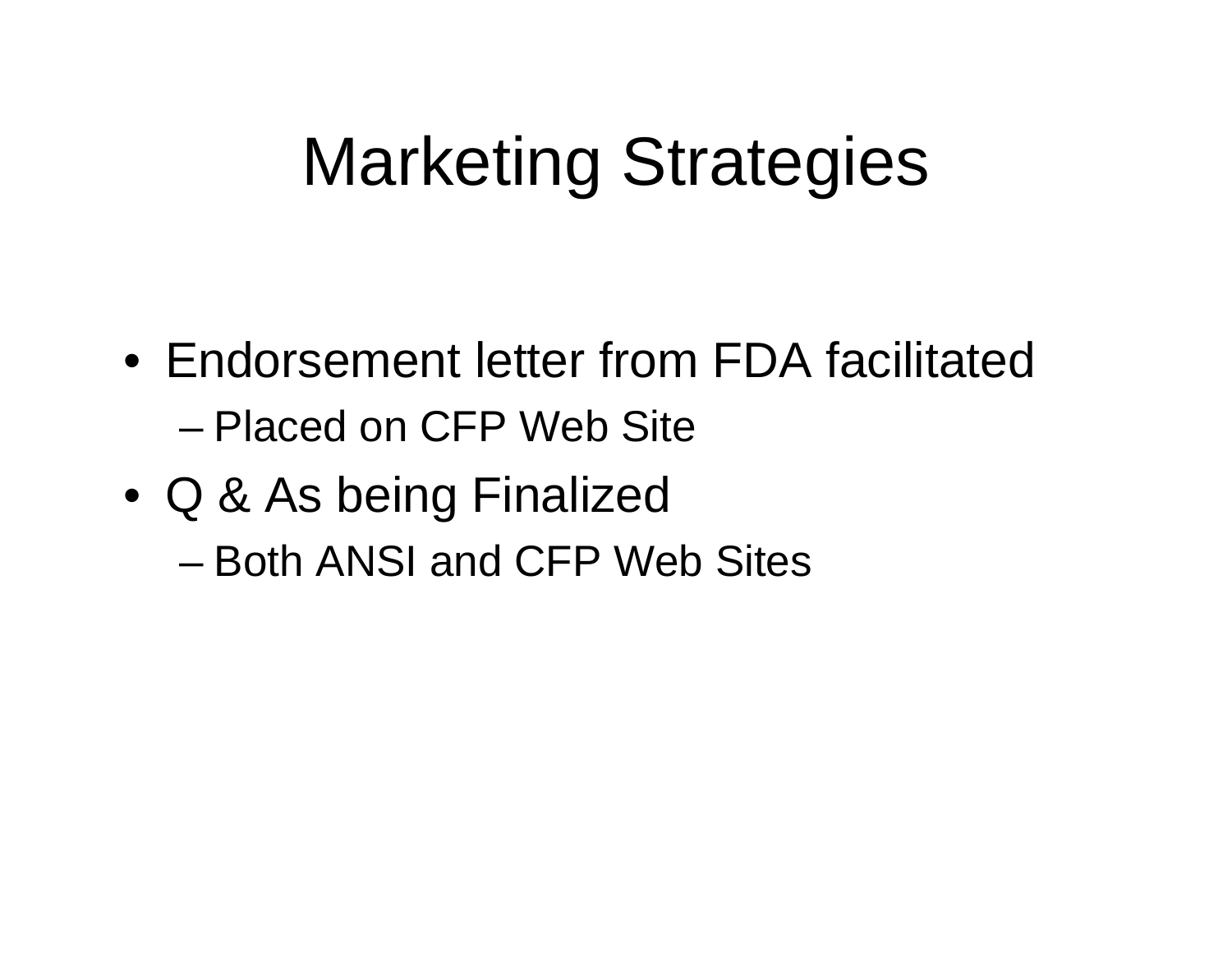# Marketing Strategies

- Endorsement letter from FDA facilitated
  - Placed on CFP Web Site
- Q & As being Finalized
  - Both ANSI and CFP Web Sites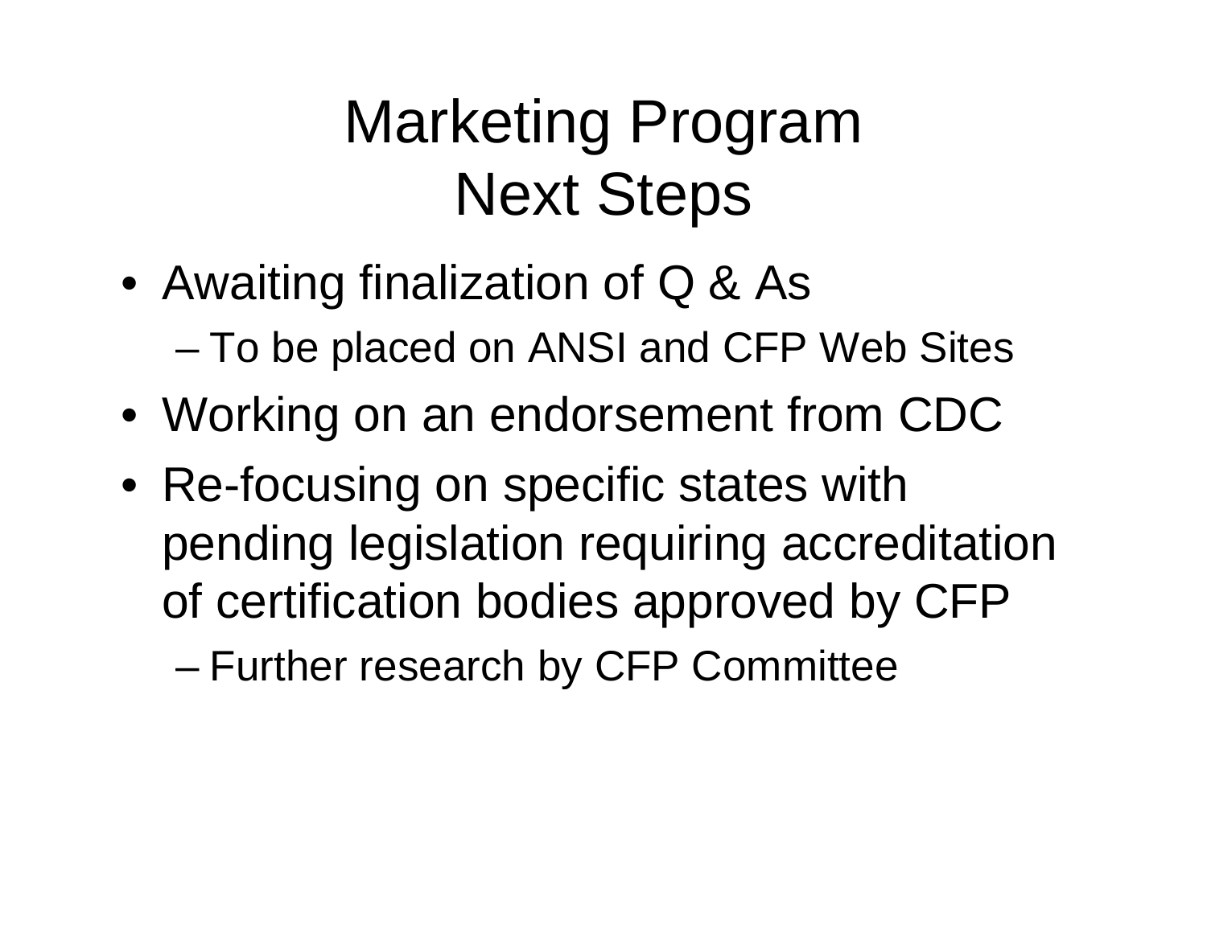# Marketing Program Next Steps

- Awaiting finalization of Q & As
  - To be placed on ANSI and CFP Web Sites
- Working on an endorsement from CDC
- Re-focusing on specific states with pending legislation requiring accreditation of certification bodies approved by CFP
  - Further research by CFP Committee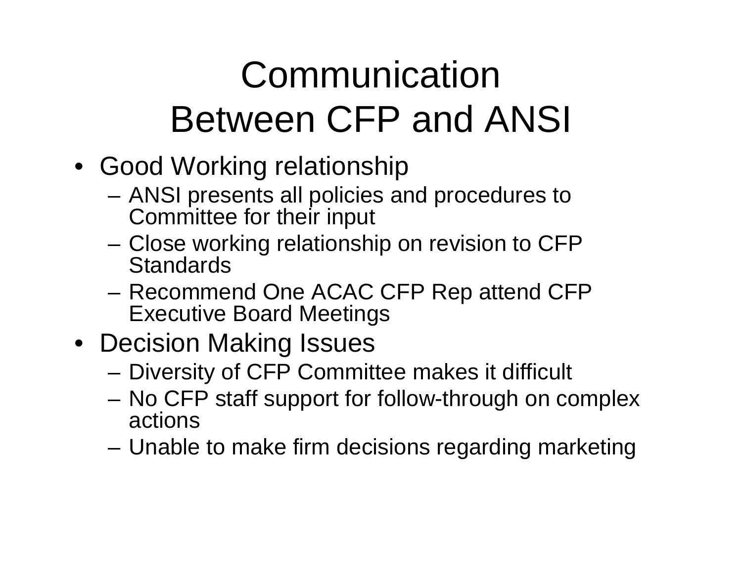# Communication Between CFP and ANSI

- Good Working relationship
  - ANSI presents all policies and procedures to Committee for their input
  - Close working relationship on revision to CFP Standards
  - Recommend One ACAC CFP Rep attend CFP Executive Board Meetings
- Decision Making Issues
  - Diversity of CFP Committee makes it difficult
  - No CFP staff support for follow-through on complex actions
  - Unable to make firm decisions regarding marketing